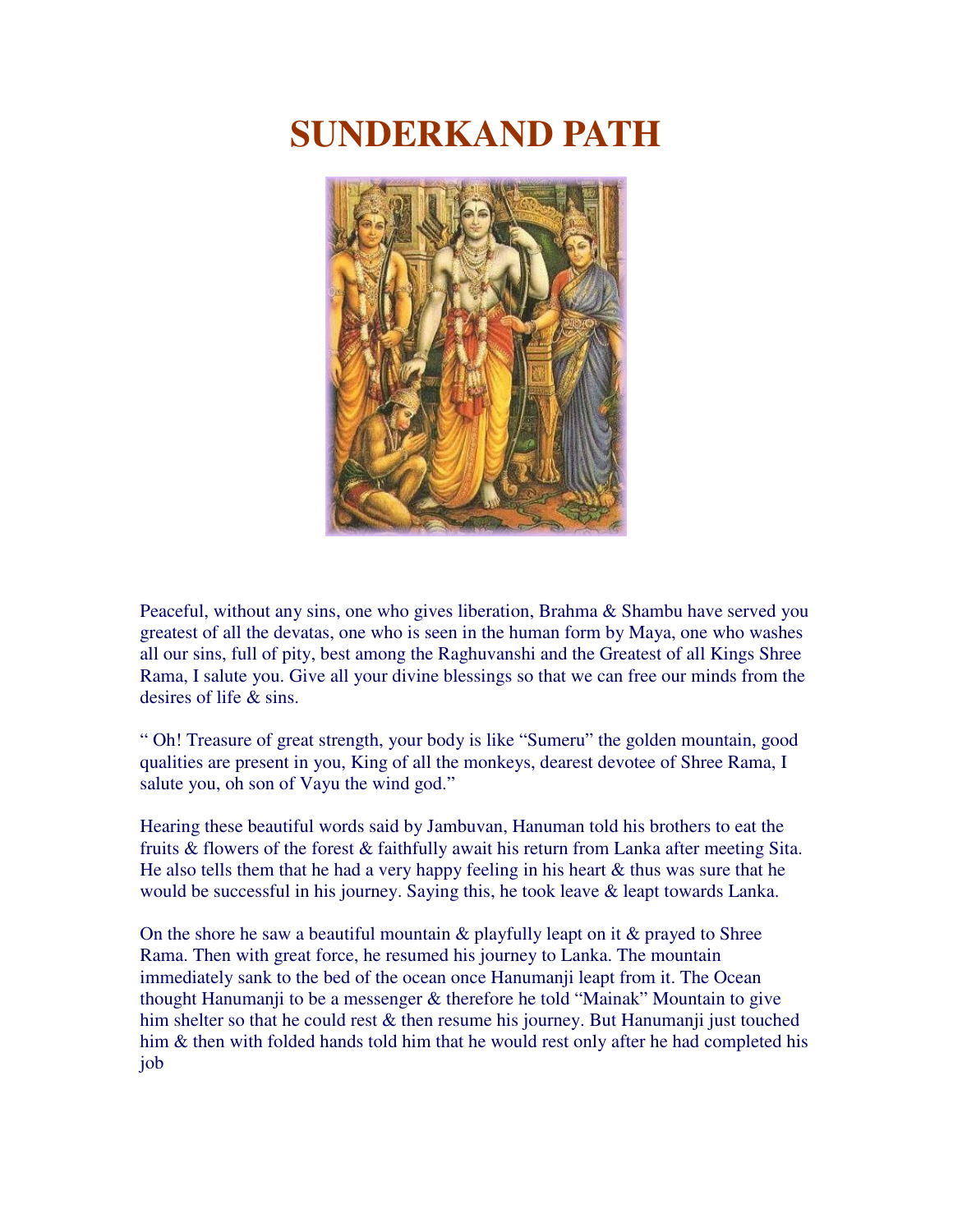# SUNDERKAND PATH

Peaceful, without any sins, one who gives liberation, Brahma & Shambu have served you greatest of all the devatas, one who is seen in the human form by Maya, one who washes all our sins, full of pity, best among the Raghuvanshi and the Greatest of all Kings Shree Rama, I salute you. Give all your divine blessings so that we can free our minds from the desires of life & sins.

" Oh! Treasure of great strength, your body is like "Sumeru" the golden mountain, good qualities are present in you, King of all the monkeys, dearest devotee of Shree Rama, I salute you, oh son of Vayu the wind god."

Hearing these beautiful words said by Jambuvan, Hanuman told his brothers to eat the fruits & flowers of the forest & faithfully await his return from Lanka after meeting Sita. He also tells them that he had a very happy feeling in his heart & thus was sure that he would be successful in his journey. Saying this, he took leave & leapt towards Lanka.

On the shore he saw a beautiful mountain & playfully leapt on it & prayed to Shree Rama. Then with great force, he resumed his journey to Lanka. The mountain immediately sank to the bed of the ocean once Hanumanji leapt from it. The Ocean thought Hanumanji to be a messenger & therefore he told "Mainak" Mountain to give him shelter so that he could rest & then resume his journey. But Hanumanji just touched him & then with folded hands told him that he would rest only after he had completed his job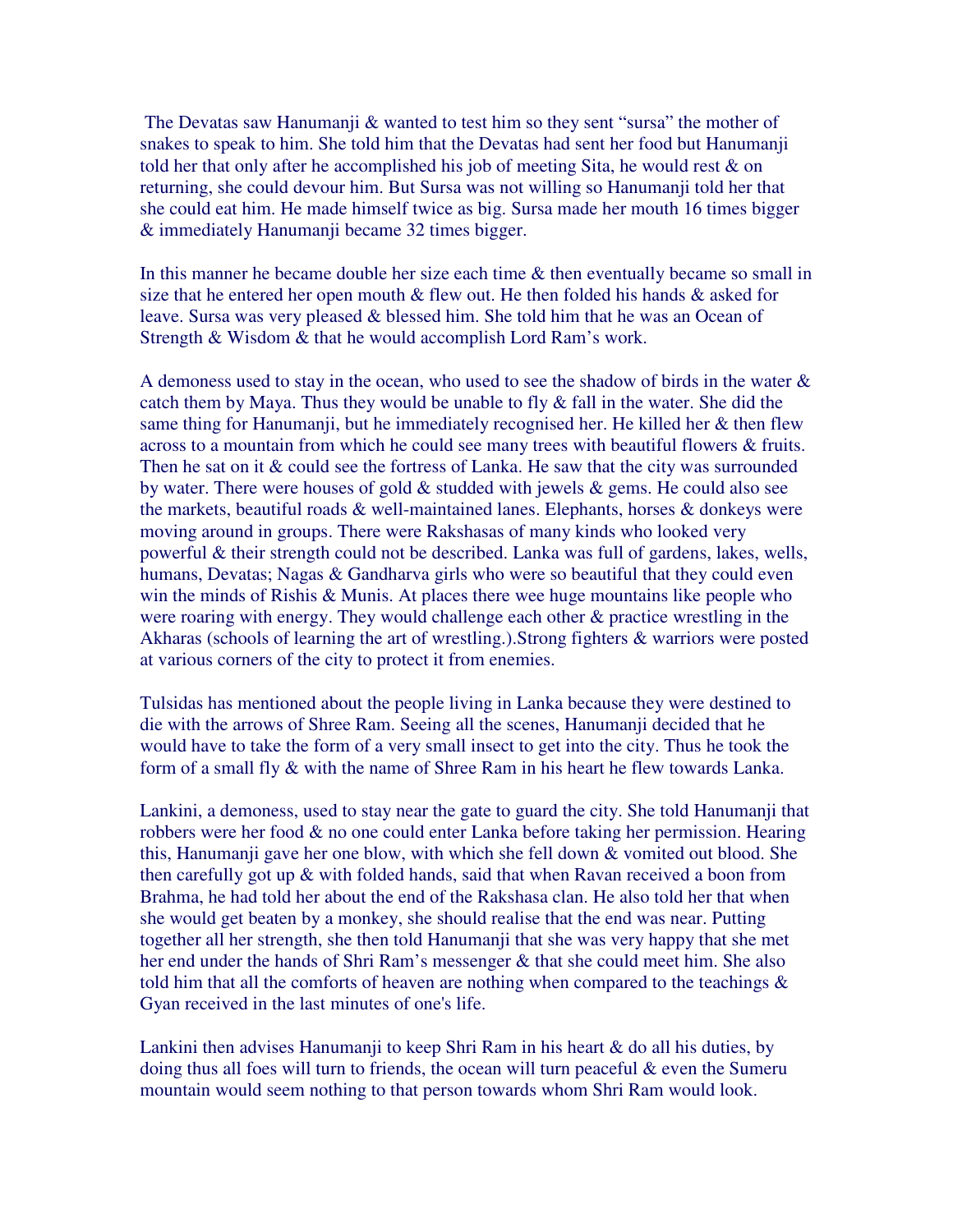The Devatas saw Hanumanji & wanted to test him so they sent "sursa" the mother of snakes to speak to him. She told him that the Devatas had sent her food but Hanumanji told her that only after he accomplished his job of meeting Sita, he would rest & on returning, she could devour him. But Sursa was not willing so Hanumanji told her that she could eat him. He made himself twice as big. Sursa made her mouth 16 times bigger & immediately Hanumanji became 32 times bigger.

In this manner he became double her size each time & then eventually became so small in size that he entered her open mouth & flew out. He then folded his hands & asked for leave. Sursa was very pleased & blessed him. She told him that he was an Ocean of Strength & Wisdom & that he would accomplish Lord Ram's work.

A demoness used to stay in the ocean, who used to see the shadow of birds in the water & catch them by Maya. Thus they would be unable to fly & fall in the water. She did the same thing for Hanumanji, but he immediately recognised her. He killed her & then flew across to a mountain from which he could see many trees with beautiful flowers & fruits. Then he sat on it & could see the fortress of Lanka. He saw that the city was surrounded by water. There were houses of gold & studded with jewels & gems. He could also see the markets, beautiful roads & well-maintained lanes. Elephants, horses & donkeys were moving around in groups. There were Rakshasas of many kinds who looked very powerful & their strength could not be described. Lanka was full of gardens, lakes, wells, humans, Devatas; Nagas & Gandharva girls who were so beautiful that they could even win the minds of Rishis & Munis. At places there wee huge mountains like people who were roaring with energy. They would challenge each other & practice wrestling in the Akharas (schools of learning the art of wrestling.).Strong fighters & warriors were posted at various corners of the city to protect it from enemies.

Tulsidas has mentioned about the people living in Lanka because they were destined to die with the arrows of Shree Ram. Seeing all the scenes, Hanumanji decided that he would have to take the form of a very small insect to get into the city. Thus he took the form of a small fly & with the name of Shree Ram in his heart he flew towards Lanka.

Lankini, a demoness, used to stay near the gate to guard the city. She told Hanumanji that robbers were her food & no one could enter Lanka before taking her permission. Hearing this, Hanumanji gave her one blow, with which she fell down & vomited out blood. She then carefully got up & with folded hands, said that when Ravan received a boon from Brahma, he had told her about the end of the Rakshasa clan. He also told her that when she would get beaten by a monkey, she should realise that the end was near. Putting together all her strength, she then told Hanumanji that she was very happy that she met her end under the hands of Shri Ram's messenger & that she could meet him. She also told him that all the comforts of heaven are nothing when compared to the teachings & Gyan received in the last minutes of one's life.

Lankini then advises Hanumanji to keep Shri Ram in his heart & do all his duties, by doing thus all foes will turn to friends, the ocean will turn peaceful & even the Sumeru mountain would seem nothing to that person towards whom Shri Ram would look.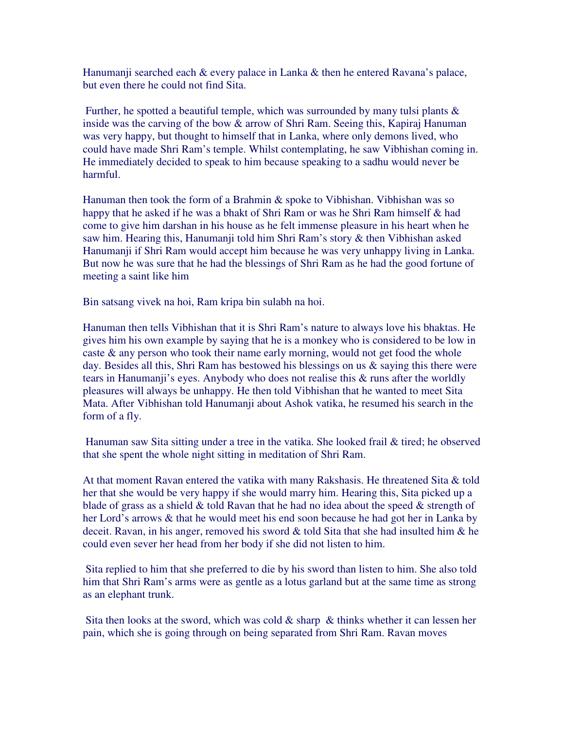Hanumanji searched each & every palace in Lanka & then he entered Ravana's palace, but even there he could not find Sita.

Further, he spotted a beautiful temple, which was surrounded by many tulsi plants & inside was the carving of the bow & arrow of Shri Ram. Seeing this, Kapiraj Hanuman was very happy, but thought to himself that in Lanka, where only demons lived, who could have made Shri Ram's temple. Whilst contemplating, he saw Vibhishan coming in. He immediately decided to speak to him because speaking to a sadhu would never be harmful.

Hanuman then took the form of a Brahmin & spoke to Vibhishan. Vibhishan was so happy that he asked if he was a bhakt of Shri Ram or was he Shri Ram himself & had come to give him darshan in his house as he felt immense pleasure in his heart when he saw him. Hearing this, Hanumanji told him Shri Ram's story & then Vibhishan asked Hanumanji if Shri Ram would accept him because he was very unhappy living in Lanka. But now he was sure that he had the blessings of Shri Ram as he had the good fortune of meeting a saint like him

Bin satsang vivek na hoi, Ram kripa bin sulabh na hoi.

Hanuman then tells Vibhishan that it is Shri Ram's nature to always love his bhaktas. He gives him his own example by saying that he is a monkey who is considered to be low in caste & any person who took their name early morning, would not get food the whole day. Besides all this, Shri Ram has bestowed his blessings on us & saying this there were tears in Hanumanji's eyes. Anybody who does not realise this & runs after the worldly pleasures will always be unhappy. He then told Vibhishan that he wanted to meet Sita Mata. After Vibhishan told Hanumanji about Ashok vatika, he resumed his search in the form of a fly.

Hanuman saw Sita sitting under a tree in the vatika. She looked frail & tired; he observed that she spent the whole night sitting in meditation of Shri Ram.

At that moment Ravan entered the vatika with many Rakshasis. He threatened Sita & told her that she would be very happy if she would marry him. Hearing this, Sita picked up a blade of grass as a shield & told Ravan that he had no idea about the speed & strength of her Lord's arrows & that he would meet his end soon because he had got her in Lanka by deceit. Ravan, in his anger, removed his sword & told Sita that she had insulted him & he could even sever her head from her body if she did not listen to him.

Sita replied to him that she preferred to die by his sword than listen to him. She also told him that Shri Ram's arms were as gentle as a lotus garland but at the same time as strong as an elephant trunk.

Sita then looks at the sword, which was cold & sharp & thinks whether it can lessen her pain, which she is going through on being separated from Shri Ram. Ravan moves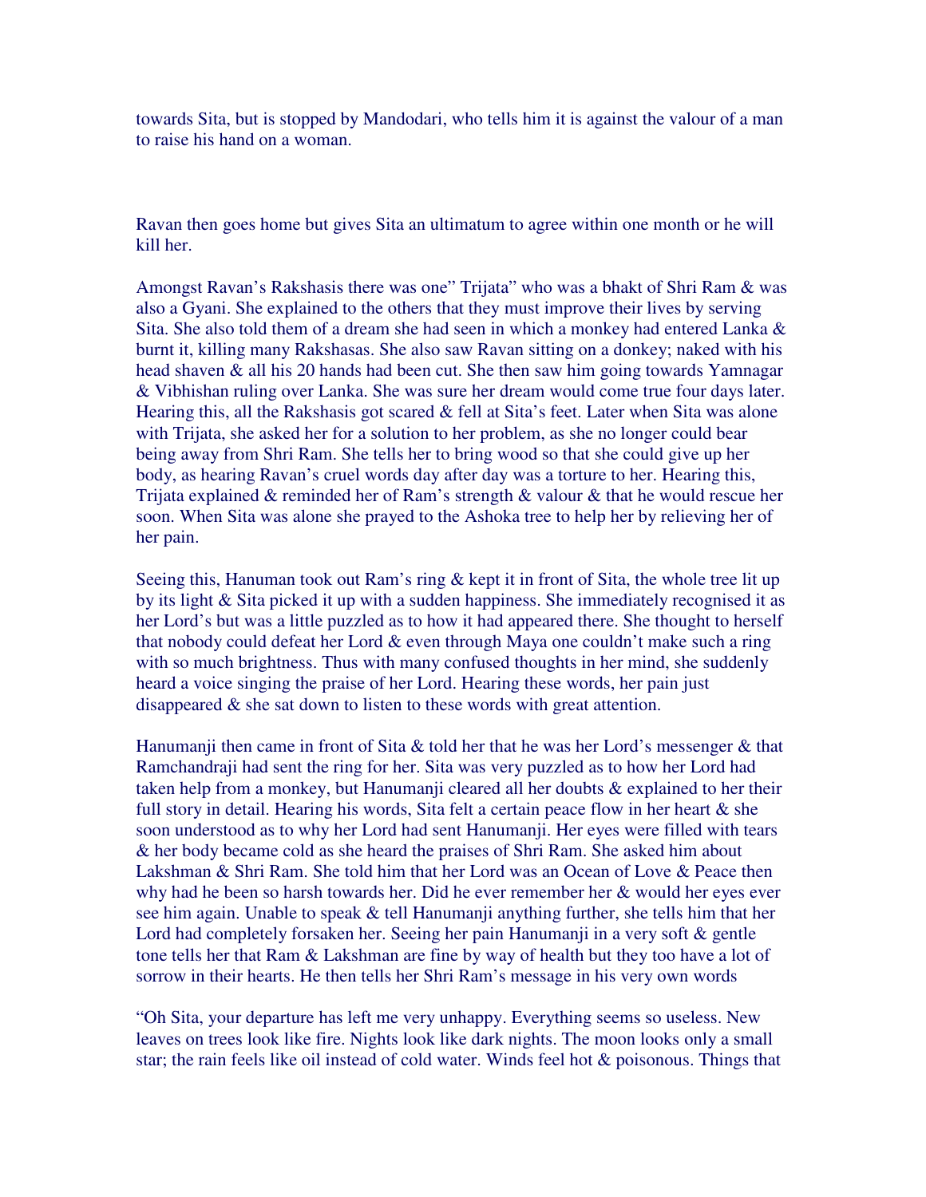towards Sita, but is stopped by Mandodari, who tells him it is against the valour of a man to raise his hand on a woman.

Ravan then goes home but gives Sita an ultimatum to agree within one month or he will kill her.

Amongst Ravan's Rakshasis there was one" Trijata" who was a bhakt of Shri Ram & was also a Gyani. She explained to the others that they must improve their lives by serving Sita. She also told them of a dream she had seen in which a monkey had entered Lanka & burnt it, killing many Rakshasas. She also saw Ravan sitting on a donkey; naked with his head shaven & all his 20 hands had been cut. She then saw him going towards Yamnagar & Vibhishan ruling over Lanka. She was sure her dream would come true four days later. Hearing this, all the Rakshasis got scared & fell at Sita's feet. Later when Sita was alone with Trijata, she asked her for a solution to her problem, as she no longer could bear being away from Shri Ram. She tells her to bring wood so that she could give up her body, as hearing Ravan's cruel words day after day was a torture to her. Hearing this, Trijata explained & reminded her of Ram's strength & valour & that he would rescue her soon. When Sita was alone she prayed to the Ashoka tree to help her by relieving her of her pain.

Seeing this, Hanuman took out Ram's ring & kept it in front of Sita, the whole tree lit up by its light & Sita picked it up with a sudden happiness. She immediately recognised it as her Lord's but was a little puzzled as to how it had appeared there. She thought to herself that nobody could defeat her Lord & even through Maya one couldn't make such a ring with so much brightness. Thus with many confused thoughts in her mind, she suddenly heard a voice singing the praise of her Lord. Hearing these words, her pain just disappeared & she sat down to listen to these words with great attention.

Hanumanji then came in front of Sita & told her that he was her Lord's messenger & that Ramchandraji had sent the ring for her. Sita was very puzzled as to how her Lord had taken help from a monkey, but Hanumanji cleared all her doubts & explained to her their full story in detail. Hearing his words, Sita felt a certain peace flow in her heart & she soon understood as to why her Lord had sent Hanumanji. Her eyes were filled with tears & her body became cold as she heard the praises of Shri Ram. She asked him about Lakshman & Shri Ram. She told him that her Lord was an Ocean of Love & Peace then why had he been so harsh towards her. Did he ever remember her & would her eyes ever see him again. Unable to speak & tell Hanumanji anything further, she tells him that her Lord had completely forsaken her. Seeing her pain Hanumanji in a very soft & gentle tone tells her that Ram & Lakshman are fine by way of health but they too have a lot of sorrow in their hearts. He then tells her Shri Ram's message in his very own words

"Oh Sita, your departure has left me very unhappy. Everything seems so useless. New leaves on trees look like fire. Nights look like dark nights. The moon looks only a small star; the rain feels like oil instead of cold water. Winds feel hot & poisonous. Things that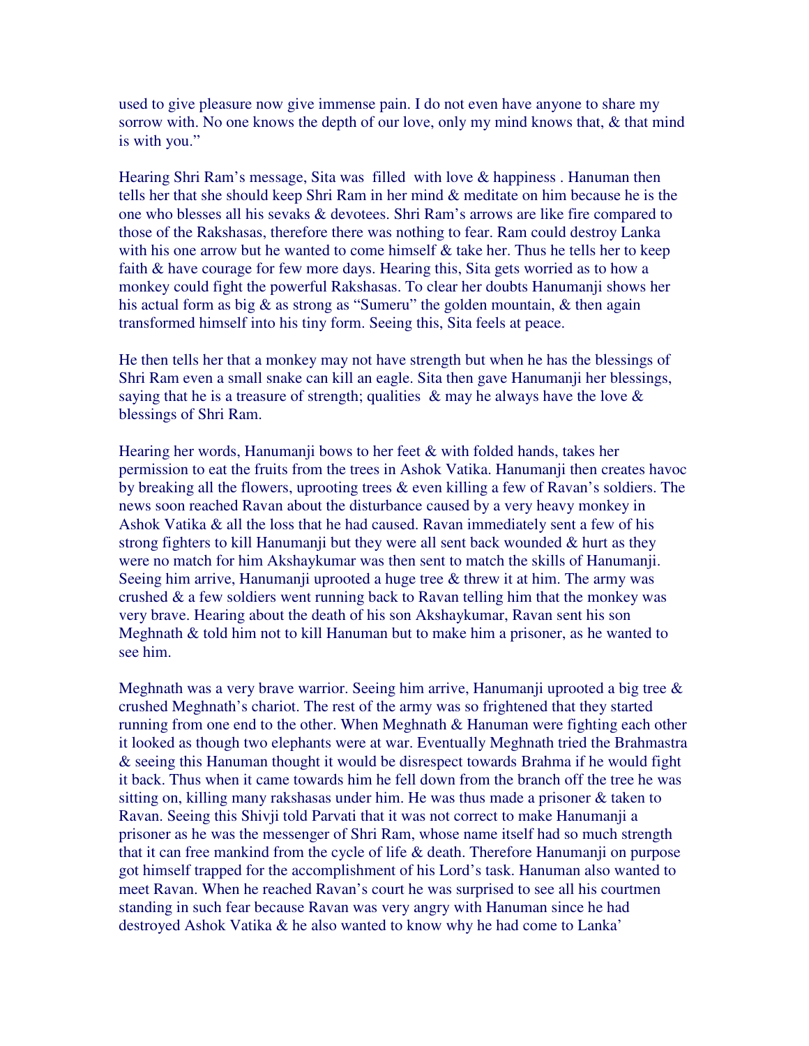used to give pleasure now give immense pain. I do not even have anyone to share my sorrow with. No one knows the depth of our love, only my mind knows that, & that mind is with you."

Hearing Shri Ram's message, Sita was filled with love & happiness . Hanuman then tells her that she should keep Shri Ram in her mind & meditate on him because he is the one who blesses all his sevaks & devotees. Shri Ram's arrows are like fire compared to those of the Rakshasas, therefore there was nothing to fear. Ram could destroy Lanka with his one arrow but he wanted to come himself & take her. Thus he tells her to keep faith & have courage for few more days. Hearing this, Sita gets worried as to how a monkey could fight the powerful Rakshasas. To clear her doubts Hanumanji shows her his actual form as big & as strong as "Sumeru" the golden mountain, & then again transformed himself into his tiny form. Seeing this, Sita feels at peace.

He then tells her that a monkey may not have strength but when he has the blessings of Shri Ram even a small snake can kill an eagle. Sita then gave Hanumanji her blessings, saying that he is a treasure of strength; qualities & may he always have the love & blessings of Shri Ram.

Hearing her words, Hanumanji bows to her feet & with folded hands, takes her permission to eat the fruits from the trees in Ashok Vatika. Hanumanji then creates havoc by breaking all the flowers, uprooting trees & even killing a few of Ravan's soldiers. The news soon reached Ravan about the disturbance caused by a very heavy monkey in Ashok Vatika & all the loss that he had caused. Ravan immediately sent a few of his strong fighters to kill Hanumanji but they were all sent back wounded & hurt as they were no match for him Akshaykumar was then sent to match the skills of Hanumanji. Seeing him arrive, Hanumanji uprooted a huge tree & threw it at him. The army was crushed & a few soldiers went running back to Ravan telling him that the monkey was very brave. Hearing about the death of his son Akshaykumar, Ravan sent his son Meghnath & told him not to kill Hanuman but to make him a prisoner, as he wanted to see him.

Meghnath was a very brave warrior. Seeing him arrive, Hanumanji uprooted a big tree & crushed Meghnath's chariot. The rest of the army was so frightened that they started running from one end to the other. When Meghnath & Hanuman were fighting each other it looked as though two elephants were at war. Eventually Meghnath tried the Brahmastra & seeing this Hanuman thought it would be disrespect towards Brahma if he would fight it back. Thus when it came towards him he fell down from the branch off the tree he was sitting on, killing many rakshasas under him. He was thus made a prisoner & taken to Ravan. Seeing this Shivji told Parvati that it was not correct to make Hanumanji a prisoner as he was the messenger of Shri Ram, whose name itself had so much strength that it can free mankind from the cycle of life & death. Therefore Hanumanji on purpose got himself trapped for the accomplishment of his Lord's task. Hanuman also wanted to meet Ravan. When he reached Ravan's court he was surprised to see all his courtmen standing in such fear because Ravan was very angry with Hanuman since he had destroyed Ashok Vatika & he also wanted to know why he had come to Lanka'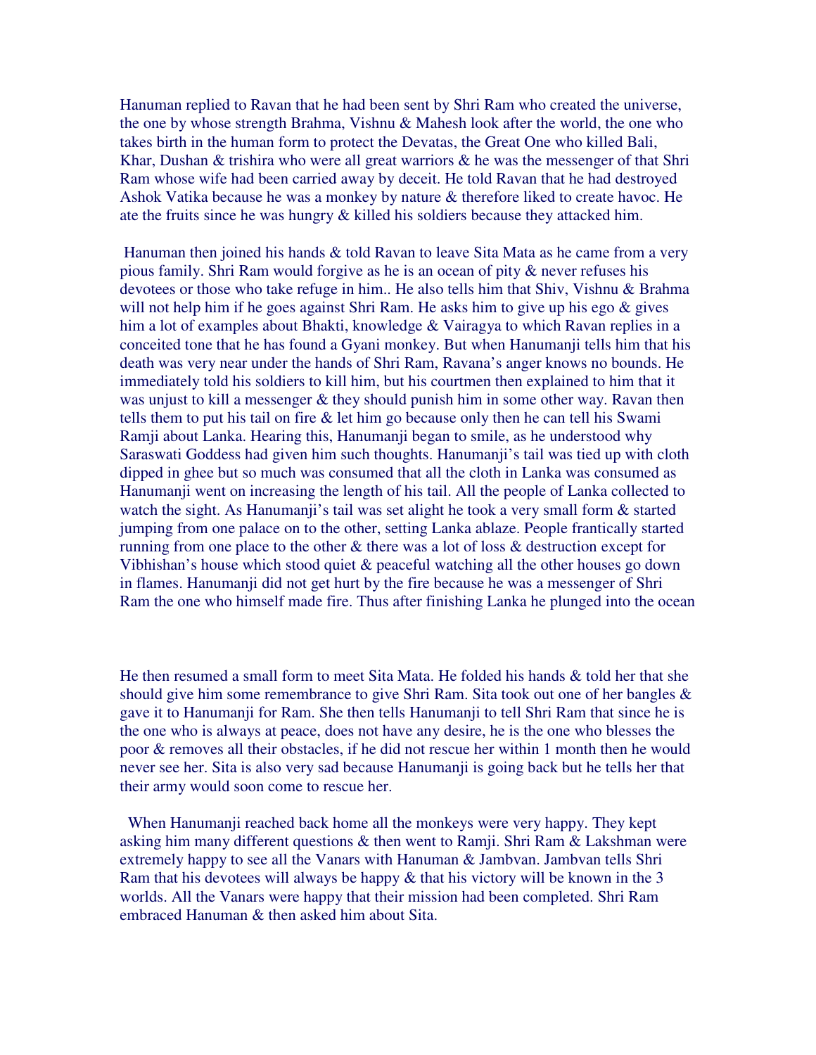Hanuman replied to Ravan that he had been sent by Shri Ram who created the universe, the one by whose strength Brahma, Vishnu & Mahesh look after the world, the one who takes birth in the human form to protect the Devatas, the Great One who killed Bali, Khar, Dushan & trishira who were all great warriors & he was the messenger of that Shri Ram whose wife had been carried away by deceit. He told Ravan that he had destroyed Ashok Vatika because he was a monkey by nature & therefore liked to create havoc. He ate the fruits since he was hungry & killed his soldiers because they attacked him.

Hanuman then joined his hands & told Ravan to leave Sita Mata as he came from a very pious family. Shri Ram would forgive as he is an ocean of pity & never refuses his devotees or those who take refuge in him.. He also tells him that Shiv, Vishnu & Brahma will not help him if he goes against Shri Ram. He asks him to give up his ego & gives him a lot of examples about Bhakti, knowledge & Vairagya to which Ravan replies in a conceited tone that he has found a Gyani monkey. But when Hanumanji tells him that his death was very near under the hands of Shri Ram, Ravana's anger knows no bounds. He immediately told his soldiers to kill him, but his courtmen then explained to him that it was unjust to kill a messenger & they should punish him in some other way. Ravan then tells them to put his tail on fire & let him go because only then he can tell his Swami Ramji about Lanka. Hearing this, Hanumanji began to smile, as he understood why Saraswati Goddess had given him such thoughts. Hanumanji's tail was tied up with cloth dipped in ghee but so much was consumed that all the cloth in Lanka was consumed as Hanumanji went on increasing the length of his tail. All the people of Lanka collected to watch the sight. As Hanumanji's tail was set alight he took a very small form & started jumping from one palace on to the other, setting Lanka ablaze. People frantically started running from one place to the other & there was a lot of loss & destruction except for Vibhishan's house which stood quiet & peaceful watching all the other houses go down in flames. Hanumanji did not get hurt by the fire because he was a messenger of Shri Ram the one who himself made fire. Thus after finishing Lanka he plunged into the ocean

He then resumed a small form to meet Sita Mata. He folded his hands & told her that she should give him some remembrance to give Shri Ram. Sita took out one of her bangles & gave it to Hanumanji for Ram. She then tells Hanumanji to tell Shri Ram that since he is the one who is always at peace, does not have any desire, he is the one who blesses the poor & removes all their obstacles, if he did not rescue her within 1 month then he would never see her. Sita is also very sad because Hanumanji is going back but he tells her that their army would soon come to rescue her.

When Hanumanji reached back home all the monkeys were very happy. They kept asking him many different questions & then went to Ramji. Shri Ram & Lakshman were extremely happy to see all the Vanars with Hanuman & Jambvan. Jambvan tells Shri Ram that his devotees will always be happy & that his victory will be known in the 3 worlds. All the Vanars were happy that their mission had been completed. Shri Ram embraced Hanuman & then asked him about Sita.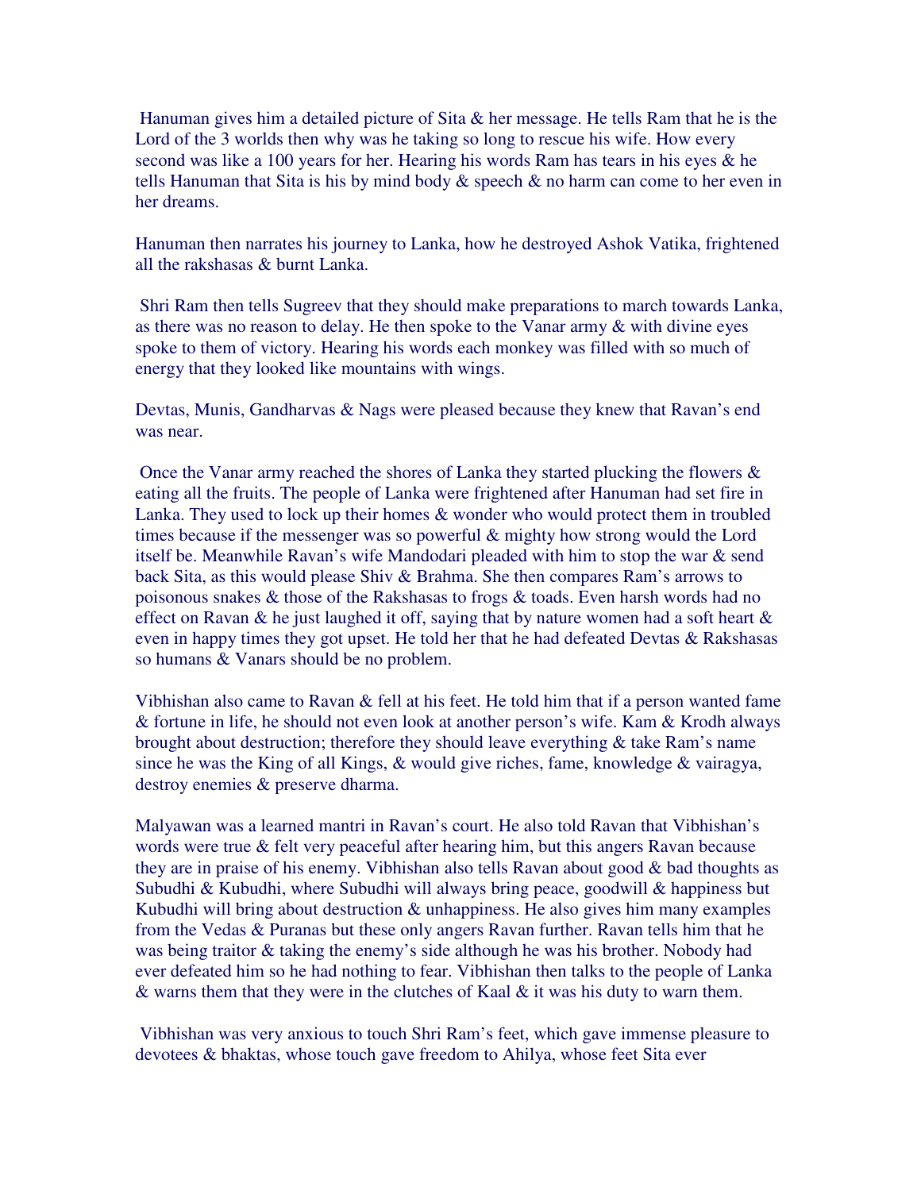Hanuman gives him a detailed picture of Sita & her message. He tells Ram that he is the Lord of the 3 worlds then why was he taking so long to rescue his wife. How every second was like a 100 years for her. Hearing his words Ram has tears in his eyes & he tells Hanuman that Sita is his by mind body & speech & no harm can come to her even in her dreams.

Hanuman then narrates his journey to Lanka, how he destroyed Ashok Vatika, frightened all the rakshasas & burnt Lanka.

Shri Ram then tells Sugreev that they should make preparations to march towards Lanka, as there was no reason to delay. He then spoke to the Vanar army & with divine eyes spoke to them of victory. Hearing his words each monkey was filled with so much of energy that they looked like mountains with wings.

Devtas, Munis, Gandharvas & Nags were pleased because they knew that Ravan's end was near.

Once the Vanar army reached the shores of Lanka they started plucking the flowers & eating all the fruits. The people of Lanka were frightened after Hanuman had set fire in Lanka. They used to lock up their homes & wonder who would protect them in troubled times because if the messenger was so powerful & mighty how strong would the Lord itself be. Meanwhile Ravan's wife Mandodari pleaded with him to stop the war & send back Sita, as this would please Shiv & Brahma. She then compares Ram's arrows to poisonous snakes & those of the Rakshasas to frogs & toads. Even harsh words had no effect on Ravan & he just laughed it off, saying that by nature women had a soft heart & even in happy times they got upset. He told her that he had defeated Devtas & Rakshasas so humans & Vanars should be no problem.

Vibhishan also came to Ravan & fell at his feet. He told him that if a person wanted fame & fortune in life, he should not even look at another person's wife. Kam & Krodh always brought about destruction; therefore they should leave everything & take Ram's name since he was the King of all Kings, & would give riches, fame, knowledge & vairagya, destroy enemies & preserve dharma.

Malyawan was a learned mantri in Ravan's court. He also told Ravan that Vibhishan's words were true & felt very peaceful after hearing him, but this angers Ravan because they are in praise of his enemy. Vibhishan also tells Ravan about good & bad thoughts as Subudhi & Kubudhi, where Subudhi will always bring peace, goodwill & happiness but Kubudhi will bring about destruction & unhappiness. He also gives him many examples from the Vedas & Puranas but these only angers Ravan further. Ravan tells him that he was being traitor & taking the enemy's side although he was his brother. Nobody had ever defeated him so he had nothing to fear. Vibhishan then talks to the people of Lanka & warns them that they were in the clutches of Kaal & it was his duty to warn them.

Vibhishan was very anxious to touch Shri Ram's feet, which gave immense pleasure to devotees & bhaktas, whose touch gave freedom to Ahilya, whose feet Sita ever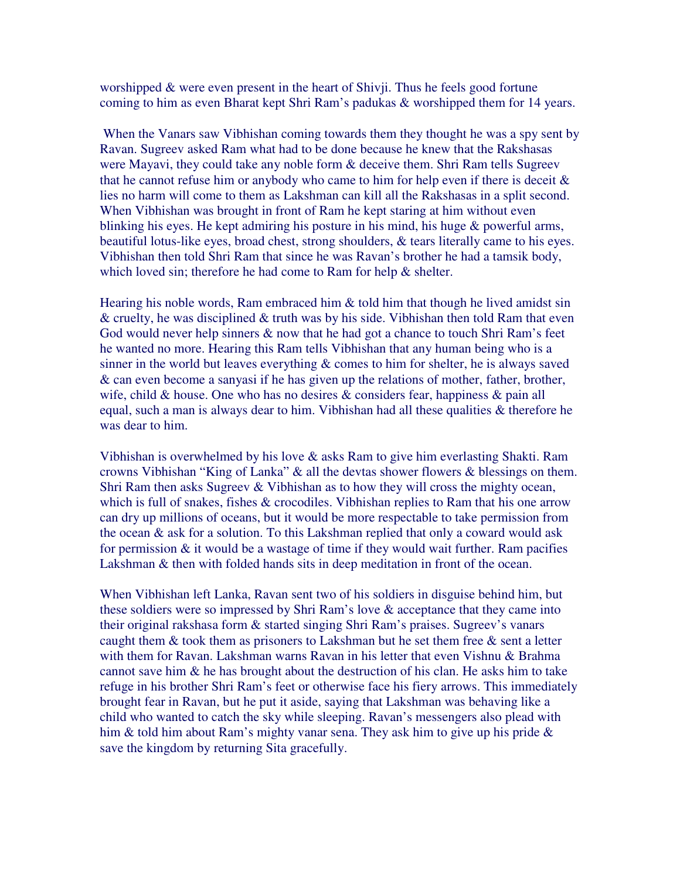worshipped & were even present in the heart of Shivji. Thus he feels good fortune coming to him as even Bharat kept Shri Ram's padukas & worshipped them for 14 years.

When the Vanars saw Vibhishan coming towards them they thought he was a spy sent by Ravan. Sugreev asked Ram what had to be done because he knew that the Rakshasas were Mayavi, they could take any noble form & deceive them. Shri Ram tells Sugreev that he cannot refuse him or anybody who came to him for help even if there is deceit & lies no harm will come to them as Lakshman can kill all the Rakshasas in a split second. When Vibhishan was brought in front of Ram he kept staring at him without even blinking his eyes. He kept admiring his posture in his mind, his huge & powerful arms, beautiful lotus-like eyes, broad chest, strong shoulders, & tears literally came to his eyes. Vibhishan then told Shri Ram that since he was Ravan's brother he had a tamsik body, which loved sin; therefore he had come to Ram for help & shelter.

Hearing his noble words, Ram embraced him & told him that though he lived amidst sin & cruelty, he was disciplined & truth was by his side. Vibhishan then told Ram that even God would never help sinners & now that he had got a chance to touch Shri Ram's feet he wanted no more. Hearing this Ram tells Vibhishan that any human being who is a sinner in the world but leaves everything & comes to him for shelter, he is always saved & can even become a sanyasi if he has given up the relations of mother, father, brother, wife, child & house. One who has no desires & considers fear, happiness & pain all equal, such a man is always dear to him. Vibhishan had all these qualities & therefore he was dear to him.

Vibhishan is overwhelmed by his love & asks Ram to give him everlasting Shakti. Ram crowns Vibhishan "King of Lanka" & all the devtas shower flowers & blessings on them. Shri Ram then asks Sugreev & Vibhishan as to how they will cross the mighty ocean, which is full of snakes, fishes & crocodiles. Vibhishan replies to Ram that his one arrow can dry up millions of oceans, but it would be more respectable to take permission from the ocean & ask for a solution. To this Lakshman replied that only a coward would ask for permission & it would be a wastage of time if they would wait further. Ram pacifies Lakshman & then with folded hands sits in deep meditation in front of the ocean.

When Vibhishan left Lanka, Ravan sent two of his soldiers in disguise behind him, but these soldiers were so impressed by Shri Ram's love & acceptance that they came into their original rakshasa form & started singing Shri Ram's praises. Sugreev's vanars caught them & took them as prisoners to Lakshman but he set them free & sent a letter with them for Ravan. Lakshman warns Ravan in his letter that even Vishnu & Brahma cannot save him & he has brought about the destruction of his clan. He asks him to take refuge in his brother Shri Ram's feet or otherwise face his fiery arrows. This immediately brought fear in Ravan, but he put it aside, saying that Lakshman was behaving like a child who wanted to catch the sky while sleeping. Ravan's messengers also plead with him & told him about Ram's mighty vanar sena. They ask him to give up his pride & save the kingdom by returning Sita gracefully.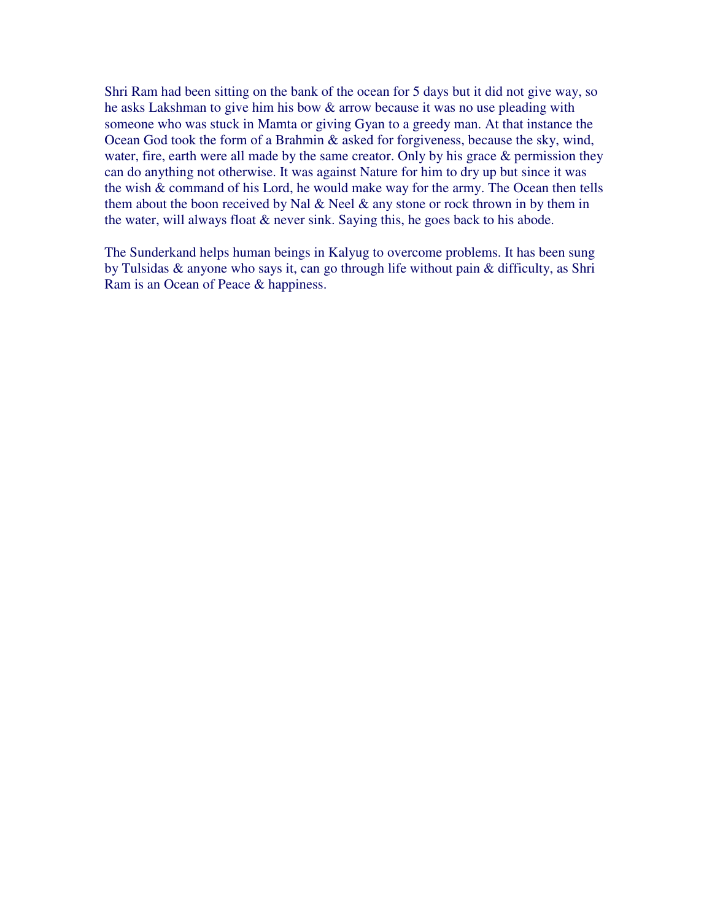Shri Ram had been sitting on the bank of the ocean for 5 days but it did not give way, so he asks Lakshman to give him his bow & arrow because it was no use pleading with someone who was stuck in Mamta or giving Gyan to a greedy man. At that instance the Ocean God took the form of a Brahmin & asked for forgiveness, because the sky, wind, water, fire, earth were all made by the same creator. Only by his grace & permission they can do anything not otherwise. It was against Nature for him to dry up but since it was the wish & command of his Lord, he would make way for the army. The Ocean then tells them about the boon received by Nal & Neel & any stone or rock thrown in by them in the water, will always float & never sink. Saying this, he goes back to his abode.

The Sunderkand helps human beings in Kalyug to overcome problems. It has been sung by Tulsidas & anyone who says it, can go through life without pain & difficulty, as Shri Ram is an Ocean of Peace & happiness.